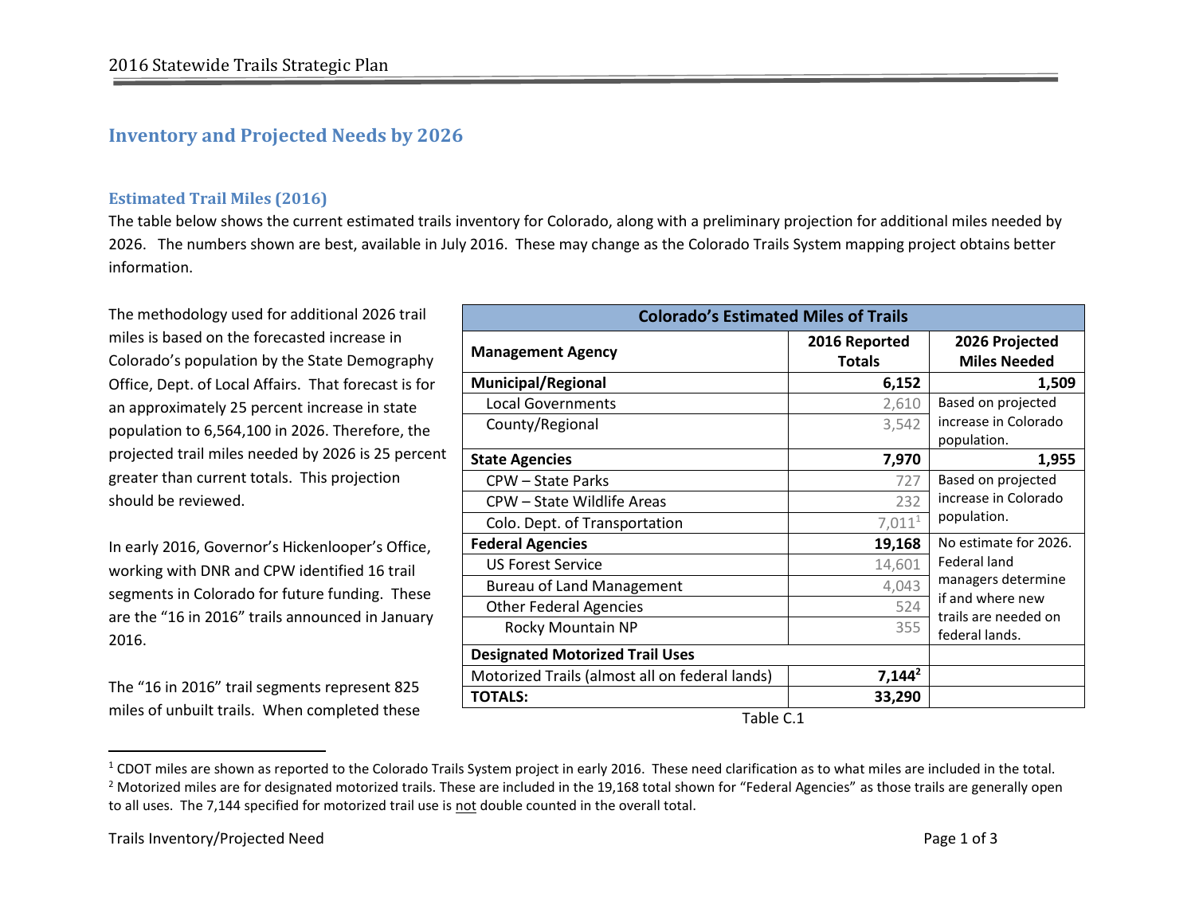## Inventory and Projected Needs by 2026

### Estimated Trail Miles (2016)

The table below shows the current estimated trails inventory for Colorado, along with a preliminary projection for additional miles needed by 2026. The numbers shown are best, available in July 2016. These may change as the Colorado Trails System mapping project obtains better information.

The methodology used for additional 2026 trail miles is based on the forecasted increase in Colorado's population by the State Demography Office, Dept. of Local Affairs. That forecast is for an approximately 25 percent increase in state population to 6,564,100 in 2026. Therefore, the projected trail miles needed by 2026 is 25 percent greater than current totals. This projection should be reviewed.

In early 2016, Governor's Hickenlooper's Office, working with DNR and CPW identified 16 trail segments in Colorado for future funding. These are the "16 in 2016" trails announced in January 2016.

The "16 in 2016" trail segments represent 825 miles of unbuilt trails. When completed these

| Colorado's Estimated Miles of Trails | | |
|---|---|---|
| **Management Agency** | **2016 Reported Totals** | **2026 Projected Miles Needed** |
| **Municipal/Regional** | **6,152** | **1,509** |
| Local Governments | 2,610 | Based on projected increase in Colorado population. |
| County/Regional | 3,542 | |
| **State Agencies** | **7,970** | **1,955** |
| CPW – State Parks | 727 | Based on projected increase in Colorado population. |
| CPW – State Wildlife Areas | 232 | |
| Colo. Dept. of Transportation | 7,011[1] | |
| **Federal Agencies** | **19,168** | No estimate for 2026. Federal land managers determine if and where new trails are needed on federal lands. |
| US Forest Service | 14,601 | |
| Bureau of Land Management | 4,043 | |
| Other Federal Agencies | 524 | |
| Rocky Mountain NP | 355 | |
| **Designated Motorized Trail Uses** | | |
| Motorized Trails (almost all on federal lands) | **7,144[2]** | |
| **TOTALS:** | **33,290** | |

Table C.1

[1] CDOT miles are shown as reported to the Colorado Trails System project in early 2016. These need clarification as to what miles are included in the total.

[2] Motorized miles are for designated motorized trails. These are included in the 19,168 total shown for "Federal Agencies" as those trails are generally open to all uses. The 7,144 specified for motorized trail use is not double counted in the overall total.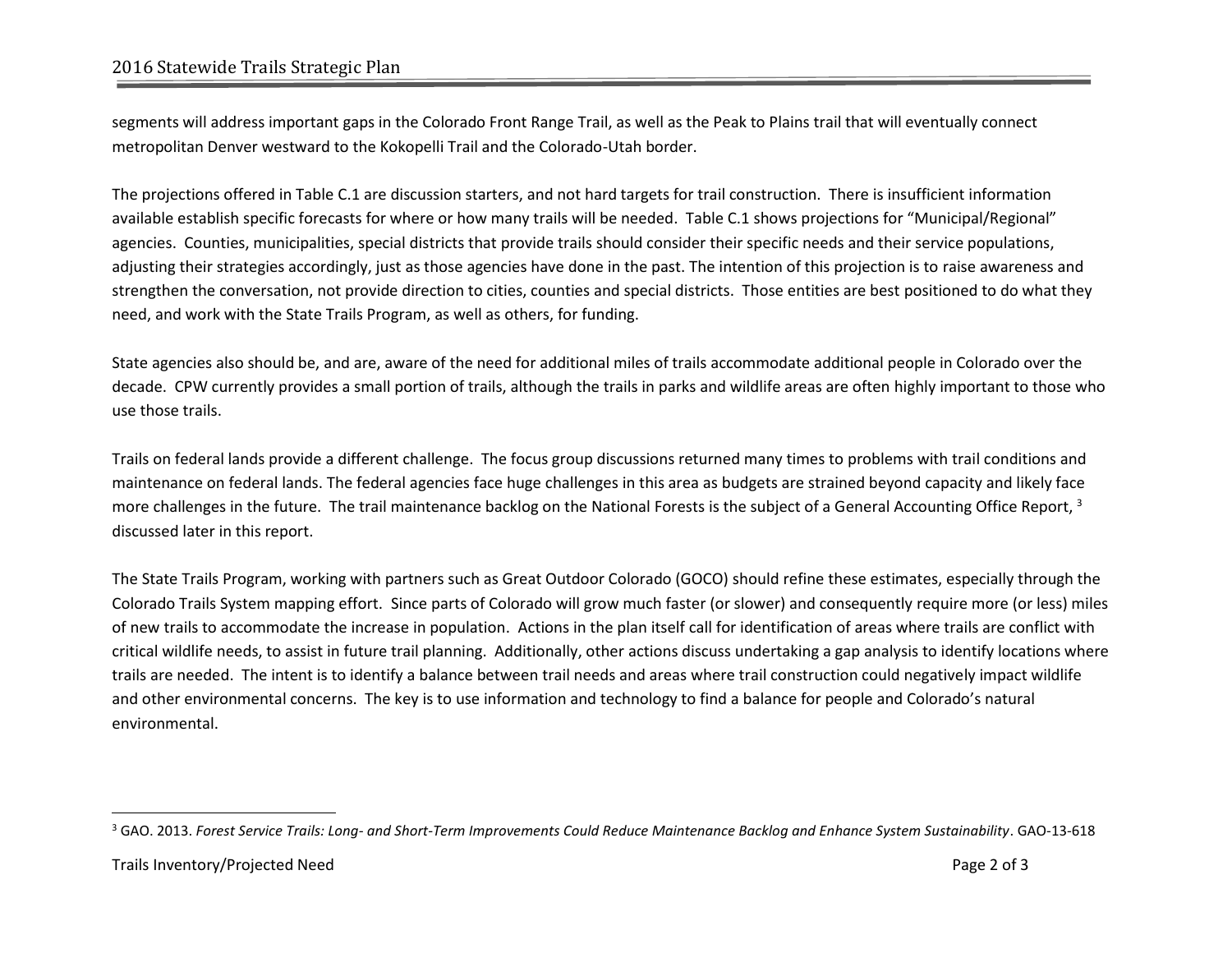segments will address important gaps in the Colorado Front Range Trail, as well as the Peak to Plains trail that will eventually connect metropolitan Denver westward to the Kokopelli Trail and the Colorado-Utah border.

The projections offered in Table C.1 are discussion starters, and not hard targets for trail construction. There is insufficient information available establish specific forecasts for where or how many trails will be needed. Table C.1 shows projections for "Municipal/Regional" agencies. Counties, municipalities, special districts that provide trails should consider their specific needs and their service populations, adjusting their strategies accordingly, just as those agencies have done in the past. The intention of this projection is to raise awareness and strengthen the conversation, not provide direction to cities, counties and special districts. Those entities are best positioned to do what they need, and work with the State Trails Program, as well as others, for funding.

State agencies also should be, and are, aware of the need for additional miles of trails accommodate additional people in Colorado over the decade. CPW currently provides a small portion of trails, although the trails in parks and wildlife areas are often highly important to those who use those trails.

Trails on federal lands provide a different challenge. The focus group discussions returned many times to problems with trail conditions and maintenance on federal lands. The federal agencies face huge challenges in this area as budgets are strained beyond capacity and likely face more challenges in the future. The trail maintenance backlog on the National Forests is the subject of a General Accounting Office Report, [3] discussed later in this report.

The State Trails Program, working with partners such as Great Outdoor Colorado (GOCO) should refine these estimates, especially through the Colorado Trails System mapping effort. Since parts of Colorado will grow much faster (or slower) and consequently require more (or less) miles of new trails to accommodate the increase in population. Actions in the plan itself call for identification of areas where trails are conflict with critical wildlife needs, to assist in future trail planning. Additionally, other actions discuss undertaking a gap analysis to identify locations where trails are needed. The intent is to identify a balance between trail needs and areas where trail construction could negatively impact wildlife and other environmental concerns. The key is to use information and technology to find a balance for people and Colorado's natural environmental.

---

[3] GAO. 2013. *Forest Service Trails: Long- and Short-Term Improvements Could Reduce Maintenance Backlog and Enhance System Sustainability*. GAO-13-618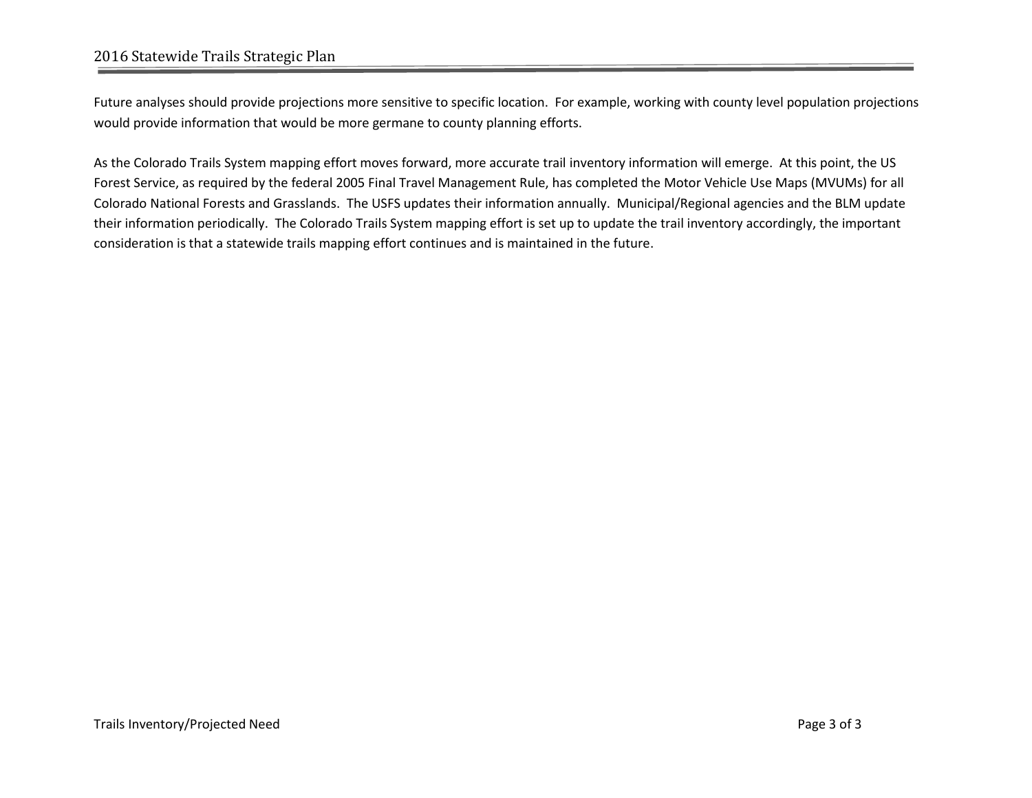Future analyses should provide projections more sensitive to specific location. For example, working with county level population projections would provide information that would be more germane to county planning efforts.

As the Colorado Trails System mapping effort moves forward, more accurate trail inventory information will emerge. At this point, the US Forest Service, as required by the federal 2005 Final Travel Management Rule, has completed the Motor Vehicle Use Maps (MVUMs) for all Colorado National Forests and Grasslands. The USFS updates their information annually. Municipal/Regional agencies and the BLM update their information periodically. The Colorado Trails System mapping effort is set up to update the trail inventory accordingly, the important consideration is that a statewide trails mapping effort continues and is maintained in the future.